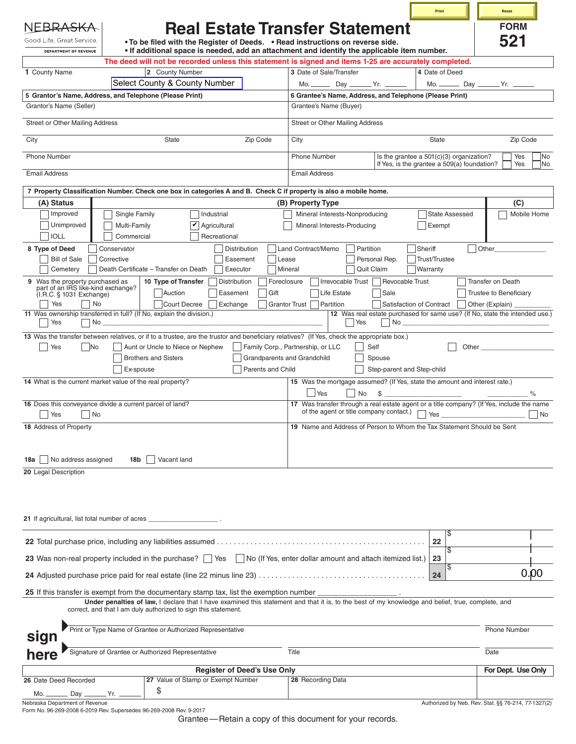Print | Reset

NEBRASKA
Good Life. Great Service.
DEPARTMENT OF REVENUE

# Real Estate Transfer Statement

**FORM 521**

- To be filed with the Register of Deeds.
- Read instructions on reverse side.
- If additional space is needed, add an attachment and identify the applicable item number.

**The deed will not be recorded unless this statement is signed and items 1-25 are accurately completed.**

**1** County Name

**2** County Number — Select County & County Number

**3** Date of Sale/Transfer — Mo. ______ Day ______ Yr. ______

**4** Date of Deed — Mo. ______ Day ______ Yr. ______

**5 Grantor's Name, Address, and Telephone (Please Print)**

Grantor's Name (Seller)

Street or Other Mailing Address

City | State | Zip Code

Phone Number

Email Address

**6 Grantee's Name, Address, and Telephone (Please Print)**

Grantee's Name (Buyer)

Street or Other Mailing Address

City | State | Zip Code

Phone Number

Is the grantee a 501(c)(3) organization? ☐ Yes ☐ No
If Yes, is the grantee a 509(a) foundation? ☐ Yes ☐ No

Email Address

**7 Property Classification Number. Check one box in categories A and B. Check C if property is also a mobile home.**

| (A) Status | (B) Property Type | | | | (C) |
|---|---|---|---|---|---|
| ☐ Improved | ☐ Single Family | ☐ Industrial | ☐ Mineral Interests-Nonproducing | ☐ State Assessed | ☐ Mobile Home |
| ☐ Unimproved | ☐ Multi-Family | ☑ Agricultural | ☐ Mineral Interests-Producing | ☐ Exempt | |
| ☐ IOLL | ☐ Commercial | ☐ Recreational | | | |

**8 Type of Deed**

☐ Conservator ☐ Distribution ☐ Land Contract/Memo ☐ Partition ☐ Sheriff ☐ Other______
☐ Bill of Sale ☐ Corrective ☐ Easement ☐ Lease ☐ Personal Rep. ☐ Trust/Trustee
☐ Cemetery ☐ Death Certificate – Transfer on Death ☐ Executor ☐ Mineral ☐ Quit Claim ☐ Warranty

**9** Was the property purchased as part of an IRS like-kind exchange? (I.R.C. § 1031 Exchange)
☐ Yes ☐ No

**10 Type of Transfer**

☐ Distribution ☐ Foreclosure ☐ Irrevocable Trust ☐ Revocable Trust ☐ Transfer on Death
☐ Auction ☐ Easement ☐ Gift ☐ Life Estate ☐ Sale ☐ Trustee to Beneficiary
☐ Court Decree ☐ Exchange ☐ Grantor Trust ☐ Partition ☐ Satisfaction of Contract ☐ Other (Explain) ______

**11** Was ownership transferred in full? (If No, explain the division.)
☐ Yes ☐ No ______

**12** Was real estate purchased for same use? (If No, state the intended use.)
☐ Yes ☐ No ______

**13** Was the transfer between relatives, or if to a trustee, are the trustor and beneficiary relatives? (If Yes, check the appropriate box.)

☐ Yes ☐ No
☐ Aunt or Uncle to Niece or Nephew ☐ Family Corp., Partnership, or LLC ☐ Self ☐ Other ______
☐ Brothers and Sisters ☐ Grandparents and Grandchild ☐ Spouse
☐ Ex-spouse ☐ Parents and Child ☐ Step-parent and Step-child

**14** What is the current market value of the real property?

**15** Was the mortgage assumed? (If Yes, state the amount and interest rate.)
☐ Yes ☐ No $ ______________ ______ %

**16** Does this conveyance divide a current parcel of land?
☐ Yes ☐ No

**17** Was transfer through a real estate agent or a title company? (If Yes, include the name of the agent or title company contact.)
☐ Yes ______________ ☐ No

**18** Address of Property

**18a** ☐ No address assigned **18b** ☐ Vacant land

**19** Name and Address of Person to Whom the Tax Statement Should be Sent

**20** Legal Description

**21** If agricultural, list total number of acres ______________ .

| | | |
|---|---|---|
| **22** Total purchase price, including any liabilities assumed . . . . . . . . . . . . | 22 | $ |
| **23** Was non-real property included in the purchase? ☐ Yes ☐ No (If Yes, enter dollar amount and attach itemized list.) | 23 | $ |
| **24** Adjusted purchase price paid for real estate (line 22 minus line 23) . . . . . . . . . . | 24 | $ 0.00 |

**25** If this transfer is exempt from the documentary stamp tax, list the exemption number ______________ .

**Under penalties of law,** I declare that I have examined this statement and that it is, to the best of my knowledge and belief, true, complete, and correct, and that I am duly authorized to sign this statement.

**sign here**

Print or Type Name of Grantee or Authorized Representative | Phone Number

Signature of Grantee or Authorized Representative | Title | Date

**Register of Deed's Use Only** | **For Dept. Use Only**

**26** Date Deed Recorded — Mo. ______ Day ______ Yr. ______

**27** Value of Stamp or Exempt Number — $

**28** Recording Data

Nebraska Department of Revenue
Form No. 96-269-2008 6-2019 Rev. Supersedes 96-269-2008 Rev. 9-2017

Authorized by Neb. Rev. Stat. §§ 76-214, 77-1327(2)

Grantee—Retain a copy of this document for your records.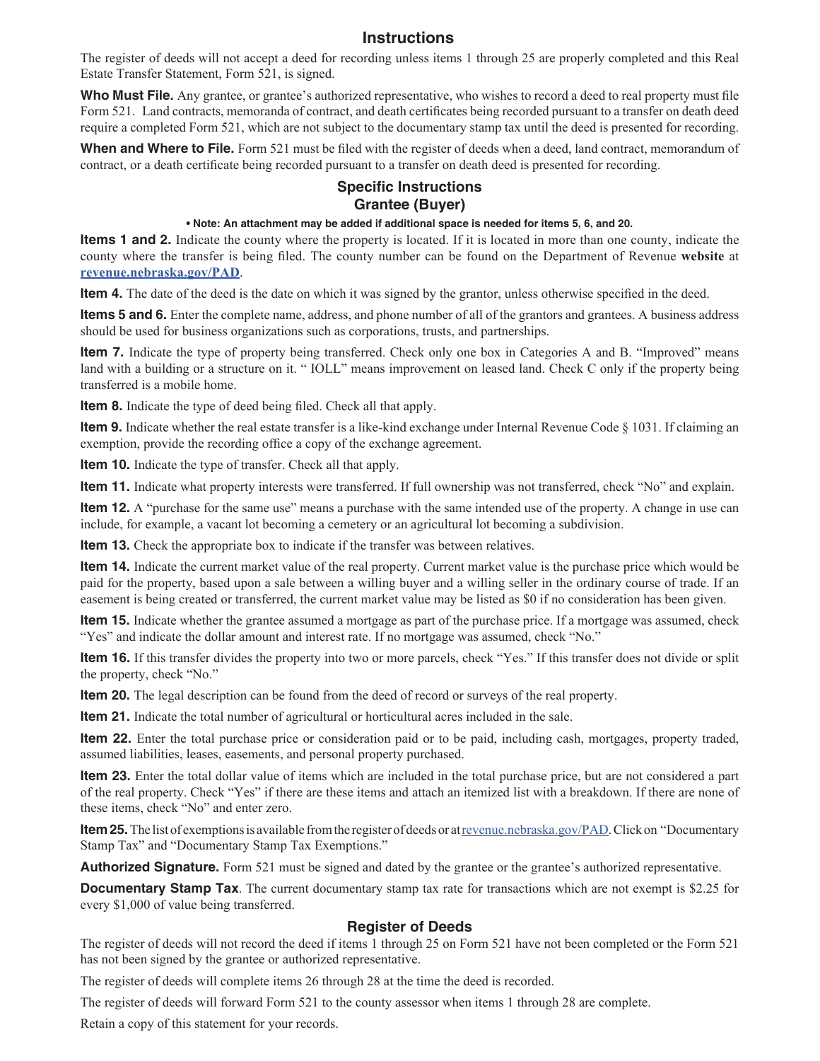## Instructions

The register of deeds will not accept a deed for recording unless items 1 through 25 are properly completed and this Real Estate Transfer Statement, Form 521, is signed.

**Who Must File.** Any grantee, or grantee's authorized representative, who wishes to record a deed to real property must file Form 521. Land contracts, memoranda of contract, and death certificates being recorded pursuant to a transfer on death deed require a completed Form 521, which are not subject to the documentary stamp tax until the deed is presented for recording.

**When and Where to File.** Form 521 must be filed with the register of deeds when a deed, land contract, memorandum of contract, or a death certificate being recorded pursuant to a transfer on death deed is presented for recording.

## Specific Instructions
## Grantee (Buyer)

**• Note: An attachment may be added if additional space is needed for items 5, 6, and 20.**

**Items 1 and 2.** Indicate the county where the property is located. If it is located in more than one county, indicate the county where the transfer is being filed. The county number can be found on the Department of Revenue **website** at **revenue.nebraska.gov/PAD**.

**Item 4.** The date of the deed is the date on which it was signed by the grantor, unless otherwise specified in the deed.

**Items 5 and 6.** Enter the complete name, address, and phone number of all of the grantors and grantees. A business address should be used for business organizations such as corporations, trusts, and partnerships.

**Item 7.** Indicate the type of property being transferred. Check only one box in Categories A and B. "Improved" means land with a building or a structure on it. " IOLL" means improvement on leased land. Check C only if the property being transferred is a mobile home.

**Item 8.** Indicate the type of deed being filed. Check all that apply.

**Item 9.** Indicate whether the real estate transfer is a like-kind exchange under Internal Revenue Code § 1031. If claiming an exemption, provide the recording office a copy of the exchange agreement.

**Item 10.** Indicate the type of transfer. Check all that apply.

**Item 11.** Indicate what property interests were transferred. If full ownership was not transferred, check "No" and explain.

**Item 12.** A "purchase for the same use" means a purchase with the same intended use of the property. A change in use can include, for example, a vacant lot becoming a cemetery or an agricultural lot becoming a subdivision.

**Item 13.** Check the appropriate box to indicate if the transfer was between relatives.

**Item 14.** Indicate the current market value of the real property. Current market value is the purchase price which would be paid for the property, based upon a sale between a willing buyer and a willing seller in the ordinary course of trade. If an easement is being created or transferred, the current market value may be listed as $0 if no consideration has been given.

**Item 15.** Indicate whether the grantee assumed a mortgage as part of the purchase price. If a mortgage was assumed, check "Yes" and indicate the dollar amount and interest rate. If no mortgage was assumed, check "No."

**Item 16.** If this transfer divides the property into two or more parcels, check "Yes." If this transfer does not divide or split the property, check "No."

**Item 20.** The legal description can be found from the deed of record or surveys of the real property.

**Item 21.** Indicate the total number of agricultural or horticultural acres included in the sale.

**Item 22.** Enter the total purchase price or consideration paid or to be paid, including cash, mortgages, property traded, assumed liabilities, leases, easements, and personal property purchased.

**Item 23.** Enter the total dollar value of items which are included in the total purchase price, but are not considered a part of the real property. Check "Yes" if there are these items and attach an itemized list with a breakdown. If there are none of these items, check "No" and enter zero.

**Item 25.** The list of exemptions is available from the register of deeds or at revenue.nebraska.gov/PAD. Click on "Documentary Stamp Tax" and "Documentary Stamp Tax Exemptions."

**Authorized Signature.** Form 521 must be signed and dated by the grantee or the grantee's authorized representative.

**Documentary Stamp Tax**. The current documentary stamp tax rate for transactions which are not exempt is $2.25 for every $1,000 of value being transferred.

## Register of Deeds

The register of deeds will not record the deed if items 1 through 25 on Form 521 have not been completed or the Form 521 has not been signed by the grantee or authorized representative.

The register of deeds will complete items 26 through 28 at the time the deed is recorded.

The register of deeds will forward Form 521 to the county assessor when items 1 through 28 are complete.

Retain a copy of this statement for your records.